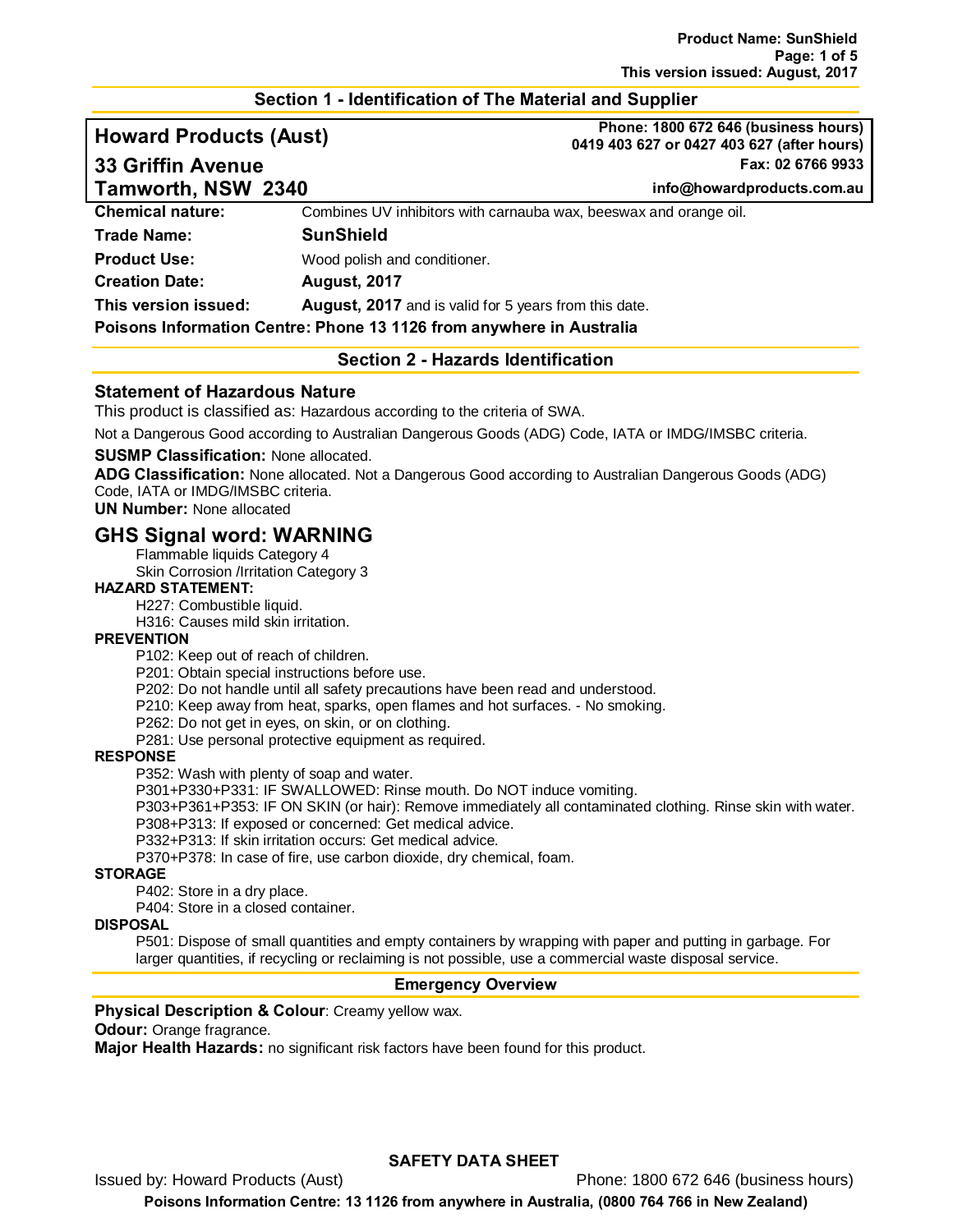## Section 1 - Identification of The Material and Supplier

**Howard Products (Aust)**
**33 Griffin Avenue**
**Tamworth, NSW 2340**

**Phone: 1800 672 646 (business hours)**
**0419 403 627 or 0427 403 627 (after hours)**
**Fax: 02 6766 9933**
**info@howardproducts.com.au**

**Chemical nature:** Combines UV inhibitors with carnauba wax, beeswax and orange oil.

**Trade Name:** **SunShield**

**Product Use:** Wood polish and conditioner.

**Creation Date:** **August, 2017**

**This version issued:** **August, 2017** and is valid for 5 years from this date.

**Poisons Information Centre: Phone 13 1126 from anywhere in Australia**

## Section 2 - Hazards Identification

### Statement of Hazardous Nature

This product is classified as: Hazardous according to the criteria of SWA.

Not a Dangerous Good according to Australian Dangerous Goods (ADG) Code, IATA or IMDG/IMSBC criteria.

**SUSMP Classification:** None allocated.
**ADG Classification:** None allocated. Not a Dangerous Good according to Australian Dangerous Goods (ADG) Code, IATA or IMDG/IMSBC criteria.
**UN Number:** None allocated

### GHS Signal word: WARNING

Flammable liquids Category 4
Skin Corrosion /Irritation Category 3

**HAZARD STATEMENT:**

H227: Combustible liquid.
H316: Causes mild skin irritation.

**PREVENTION**

P102: Keep out of reach of children.
P201: Obtain special instructions before use.
P202: Do not handle until all safety precautions have been read and understood.
P210: Keep away from heat, sparks, open flames and hot surfaces. - No smoking.
P262: Do not get in eyes, on skin, or on clothing.
P281: Use personal protective equipment as required.

**RESPONSE**

P352: Wash with plenty of soap and water.
P301+P330+P331: IF SWALLOWED: Rinse mouth. Do NOT induce vomiting.
P303+P361+P353: IF ON SKIN (or hair): Remove immediately all contaminated clothing. Rinse skin with water.
P308+P313: If exposed or concerned: Get medical advice.
P332+P313: If skin irritation occurs: Get medical advice.
P370+P378: In case of fire, use carbon dioxide, dry chemical, foam.

**STORAGE**

P402: Store in a dry place.
P404: Store in a closed container.

**DISPOSAL**

P501: Dispose of small quantities and empty containers by wrapping with paper and putting in garbage. For larger quantities, if recycling or reclaiming is not possible, use a commercial waste disposal service.

### Emergency Overview

**Physical Description & Colour**: Creamy yellow wax.
**Odour:** Orange fragrance.
**Major Health Hazards:** no significant risk factors have been found for this product.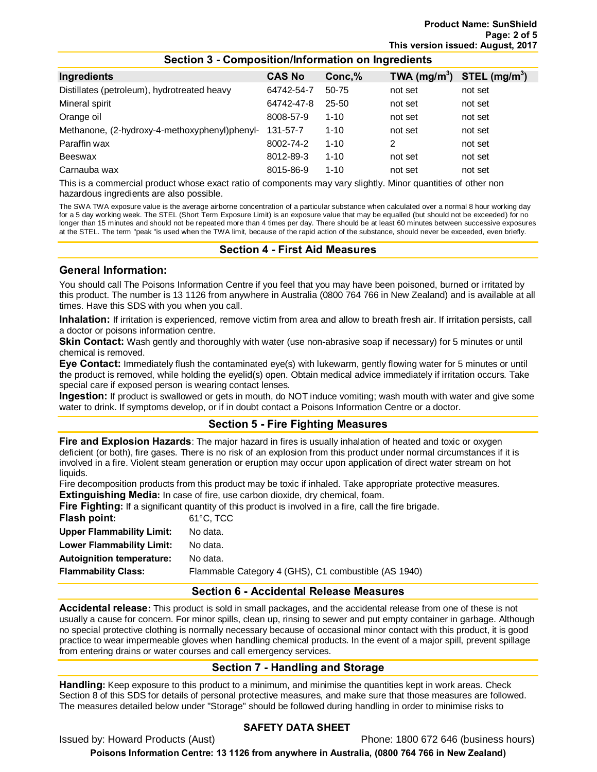## Section 3 - Composition/Information on Ingredients

| Ingredients | CAS No | Conc,% | TWA ($mg/m^3$) | STEL ($mg/m^3$) |
|---|---|---|---|---|
| Distillates (petroleum), hydrotreated heavy | 64742-54-7 | 50-75 | not set | not set |
| Mineral spirit | 64742-47-8 | 25-50 | not set | not set |
| Orange oil | 8008-57-9 | 1-10 | not set | not set |
| Methanone, (2-hydroxy-4-methoxyphenyl)phenyl- | 131-57-7 | 1-10 | not set | not set |
| Paraffin wax | 8002-74-2 | 1-10 | 2 | not set |
| Beeswax | 8012-89-3 | 1-10 | not set | not set |
| Carnauba wax | 8015-86-9 | 1-10 | not set | not set |

This is a commercial product whose exact ratio of components may vary slightly. Minor quantities of other non hazardous ingredients are also possible.

The SWA TWA exposure value is the average airborne concentration of a particular substance when calculated over a normal 8 hour working day for a 5 day working week. The STEL (Short Term Exposure Limit) is an exposure value that may be equalled (but should not be exceeded) for no longer than 15 minutes and should not be repeated more than 4 times per day. There should be at least 60 minutes between successive exposures at the STEL. The term "peak "is used when the TWA limit, because of the rapid action of the substance, should never be exceeded, even briefly.

## Section 4 - First Aid Measures

### General Information:

You should call The Poisons Information Centre if you feel that you may have been poisoned, burned or irritated by this product. The number is 13 1126 from anywhere in Australia (0800 764 766 in New Zealand) and is available at all times. Have this SDS with you when you call.

**Inhalation:** If irritation is experienced, remove victim from area and allow to breath fresh air. If irritation persists, call a doctor or poisons information centre.

**Skin Contact:** Wash gently and thoroughly with water (use non-abrasive soap if necessary) for 5 minutes or until chemical is removed.

**Eye Contact:** Immediately flush the contaminated eye(s) with lukewarm, gently flowing water for 5 minutes or until the product is removed, while holding the eyelid(s) open. Obtain medical advice immediately if irritation occurs. Take special care if exposed person is wearing contact lenses.

**Ingestion:** If product is swallowed or gets in mouth, do NOT induce vomiting; wash mouth with water and give some water to drink. If symptoms develop, or if in doubt contact a Poisons Information Centre or a doctor.

## Section 5 - Fire Fighting Measures

**Fire and Explosion Hazards**: The major hazard in fires is usually inhalation of heated and toxic or oxygen deficient (or both), fire gases. There is no risk of an explosion from this product under normal circumstances if it is involved in a fire. Violent steam generation or eruption may occur upon application of direct water stream on hot liquids.

Fire decomposition products from this product may be toxic if inhaled. Take appropriate protective measures.

**Extinguishing Media:** In case of fire, use carbon dioxide, dry chemical, foam.

**Fire Fighting:** If a significant quantity of this product is involved in a fire, call the fire brigade.

**Flash point:** 61°C, TCC

**Upper Flammability Limit:** No data.

**Lower Flammability Limit:** No data.

**Autoignition temperature:** No data.

**Flammability Class:** Flammable Category 4 (GHS), C1 combustible (AS 1940)

## Section 6 - Accidental Release Measures

**Accidental release:** This product is sold in small packages, and the accidental release from one of these is not usually a cause for concern. For minor spills, clean up, rinsing to sewer and put empty container in garbage. Although no special protective clothing is normally necessary because of occasional minor contact with this product, it is good practice to wear impermeable gloves when handling chemical products. In the event of a major spill, prevent spillage from entering drains or water courses and call emergency services.

## Section 7 - Handling and Storage

**Handling:** Keep exposure to this product to a minimum, and minimise the quantities kept in work areas. Check Section 8 of this SDS for details of personal protective measures, and make sure that those measures are followed. The measures detailed below under "Storage" should be followed during handling in order to minimise risks to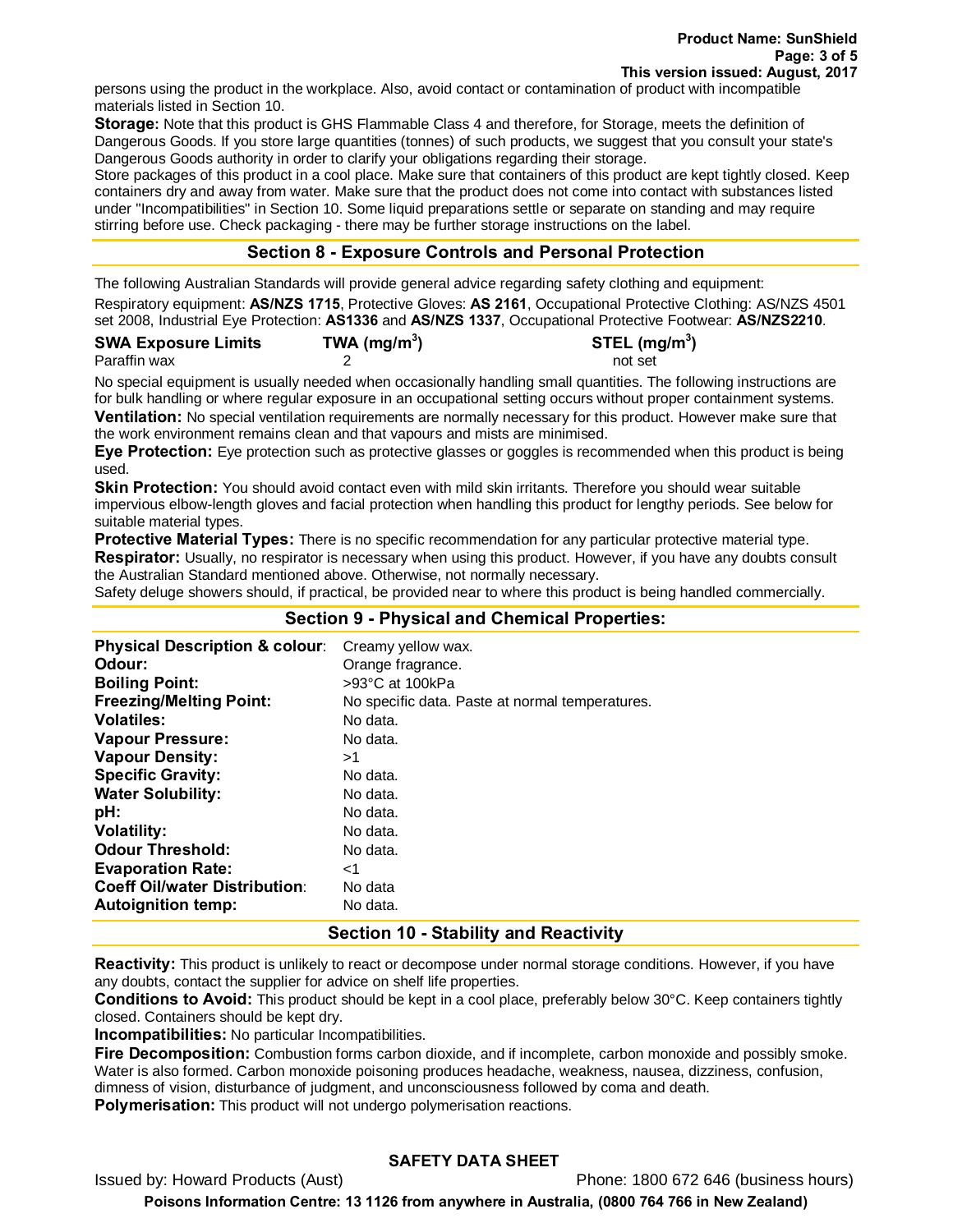persons using the product in the workplace. Also, avoid contact or contamination of product with incompatible materials listed in Section 10.

**Storage:** Note that this product is GHS Flammable Class 4 and therefore, for Storage, meets the definition of Dangerous Goods. If you store large quantities (tonnes) of such products, we suggest that you consult your state's Dangerous Goods authority in order to clarify your obligations regarding their storage.

Store packages of this product in a cool place. Make sure that containers of this product are kept tightly closed. Keep containers dry and away from water. Make sure that the product does not come into contact with substances listed under "Incompatibilities" in Section 10. Some liquid preparations settle or separate on standing and may require stirring before use. Check packaging - there may be further storage instructions on the label.

## Section 8 - Exposure Controls and Personal Protection

The following Australian Standards will provide general advice regarding safety clothing and equipment:

Respiratory equipment: **AS/NZS 1715**, Protective Gloves: **AS 2161**, Occupational Protective Clothing: AS/NZS 4501 set 2008, Industrial Eye Protection: **AS1336** and **AS/NZS 1337**, Occupational Protective Footwear: **AS/NZS2210**.

| SWA Exposure Limits | TWA ($mg/m^3$) | STEL ($mg/m^3$) |
|---|---|---|
| Paraffin wax | 2 | not set |

No special equipment is usually needed when occasionally handling small quantities. The following instructions are for bulk handling or where regular exposure in an occupational setting occurs without proper containment systems.

**Ventilation:** No special ventilation requirements are normally necessary for this product. However make sure that the work environment remains clean and that vapours and mists are minimised.

**Eye Protection:** Eye protection such as protective glasses or goggles is recommended when this product is being used.

**Skin Protection:** You should avoid contact even with mild skin irritants. Therefore you should wear suitable impervious elbow-length gloves and facial protection when handling this product for lengthy periods. See below for suitable material types.

**Protective Material Types:** There is no specific recommendation for any particular protective material type.

**Respirator:** Usually, no respirator is necessary when using this product. However, if you have any doubts consult the Australian Standard mentioned above. Otherwise, not normally necessary.

Safety deluge showers should, if practical, be provided near to where this product is being handled commercially.

## Section 9 - Physical and Chemical Properties:

| | |
|---|---|
| **Physical Description & colour**: | Creamy yellow wax. |
| **Odour:** | Orange fragrance. |
| **Boiling Point:** | >93°C at 100kPa |
| **Freezing/Melting Point:** | No specific data. Paste at normal temperatures. |
| **Volatiles:** | No data. |
| **Vapour Pressure:** | No data. |
| **Vapour Density:** | >1 |
| **Specific Gravity:** | No data. |
| **Water Solubility:** | No data. |
| **pH:** | No data. |
| **Volatility:** | No data. |
| **Odour Threshold:** | No data. |
| **Evaporation Rate:** | <1 |
| **Coeff Oil/water Distribution**: | No data |
| **Autoignition temp:** | No data. |

## Section 10 - Stability and Reactivity

**Reactivity:** This product is unlikely to react or decompose under normal storage conditions. However, if you have any doubts, contact the supplier for advice on shelf life properties.

**Conditions to Avoid:** This product should be kept in a cool place, preferably below 30°C. Keep containers tightly closed. Containers should be kept dry.

**Incompatibilities:** No particular Incompatibilities.

**Fire Decomposition:** Combustion forms carbon dioxide, and if incomplete, carbon monoxide and possibly smoke. Water is also formed. Carbon monoxide poisoning produces headache, weakness, nausea, dizziness, confusion, dimness of vision, disturbance of judgment, and unconsciousness followed by coma and death.

**Polymerisation:** This product will not undergo polymerisation reactions.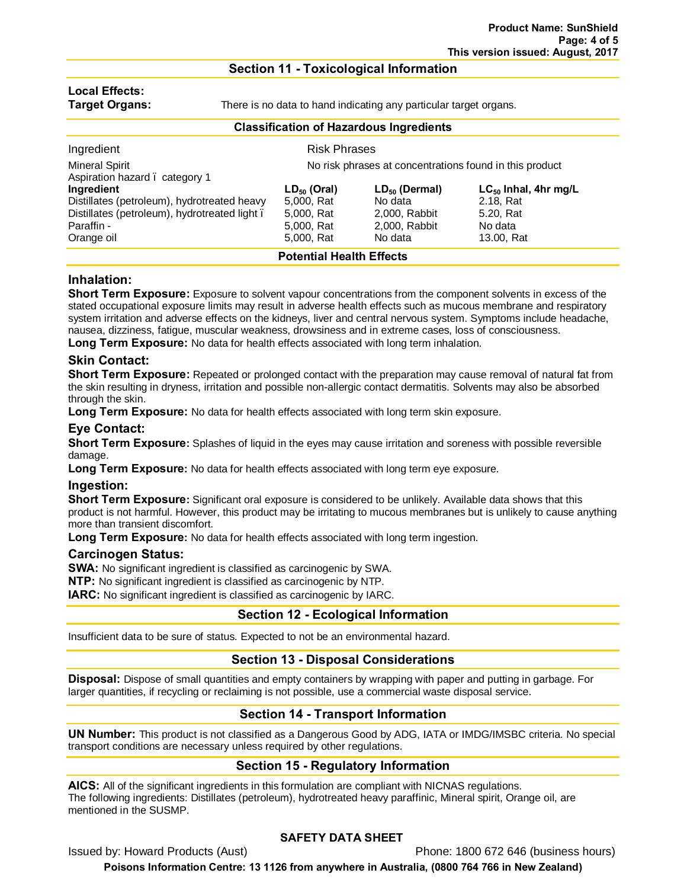## Section 11 - Toxicological Information

**Local Effects:**

**Target Organs:** There is no data to hand indicating any particular target organs.

### Classification of Hazardous Ingredients

| Ingredient | Risk Phrases | | |
|---|---|---|---|
| Mineral Spirit<br>Aspiration hazard ï category 1 | No risk phrases at concentrations found in this product | | |
| **Ingredient** | **$LD_{50}$ (Oral)** | **$LD_{50}$ (Dermal)** | **$LC_{50}$ Inhal, 4hr mg/L** |
| Distillates (petroleum), hydrotreated heavy | 5,000, Rat | No data | 2.18, Rat |
| Distillates (petroleum), hydrotreated light ï | 5,000, Rat | 2,000, Rabbit | 5.20, Rat |
| Paraffin - | 5,000, Rat | 2,000, Rabbit | No data |
| Orange oil | 5,000, Rat | No data | 13.00, Rat |

### Potential Health Effects

### Inhalation:

**Short Term Exposure:** Exposure to solvent vapour concentrations from the component solvents in excess of the stated occupational exposure limits may result in adverse health effects such as mucous membrane and respiratory system irritation and adverse effects on the kidneys, liver and central nervous system. Symptoms include headache, nausea, dizziness, fatigue, muscular weakness, drowsiness and in extreme cases, loss of consciousness.

**Long Term Exposure:** No data for health effects associated with long term inhalation.

### Skin Contact:

**Short Term Exposure:** Repeated or prolonged contact with the preparation may cause removal of natural fat from the skin resulting in dryness, irritation and possible non-allergic contact dermatitis. Solvents may also be absorbed through the skin.

**Long Term Exposure:** No data for health effects associated with long term skin exposure.

### Eye Contact:

**Short Term Exposure:** Splashes of liquid in the eyes may cause irritation and soreness with possible reversible damage.

**Long Term Exposure:** No data for health effects associated with long term eye exposure.

### Ingestion:

**Short Term Exposure:** Significant oral exposure is considered to be unlikely. Available data shows that this product is not harmful. However, this product may be irritating to mucous membranes but is unlikely to cause anything more than transient discomfort.

**Long Term Exposure:** No data for health effects associated with long term ingestion.

### Carcinogen Status:

**SWA:** No significant ingredient is classified as carcinogenic by SWA.

**NTP:** No significant ingredient is classified as carcinogenic by NTP.

**IARC:** No significant ingredient is classified as carcinogenic by IARC.

## Section 12 - Ecological Information

Insufficient data to be sure of status. Expected to not be an environmental hazard.

## Section 13 - Disposal Considerations

**Disposal:** Dispose of small quantities and empty containers by wrapping with paper and putting in garbage. For larger quantities, if recycling or reclaiming is not possible, use a commercial waste disposal service.

## Section 14 - Transport Information

**UN Number:** This product is not classified as a Dangerous Good by ADG, IATA or IMDG/IMSBC criteria. No special transport conditions are necessary unless required by other regulations.

## Section 15 - Regulatory Information

**AICS:** All of the significant ingredients in this formulation are compliant with NICNAS regulations.
The following ingredients: Distillates (petroleum), hydrotreated heavy paraffinic, Mineral spirit, Orange oil, are mentioned in the SUSMP.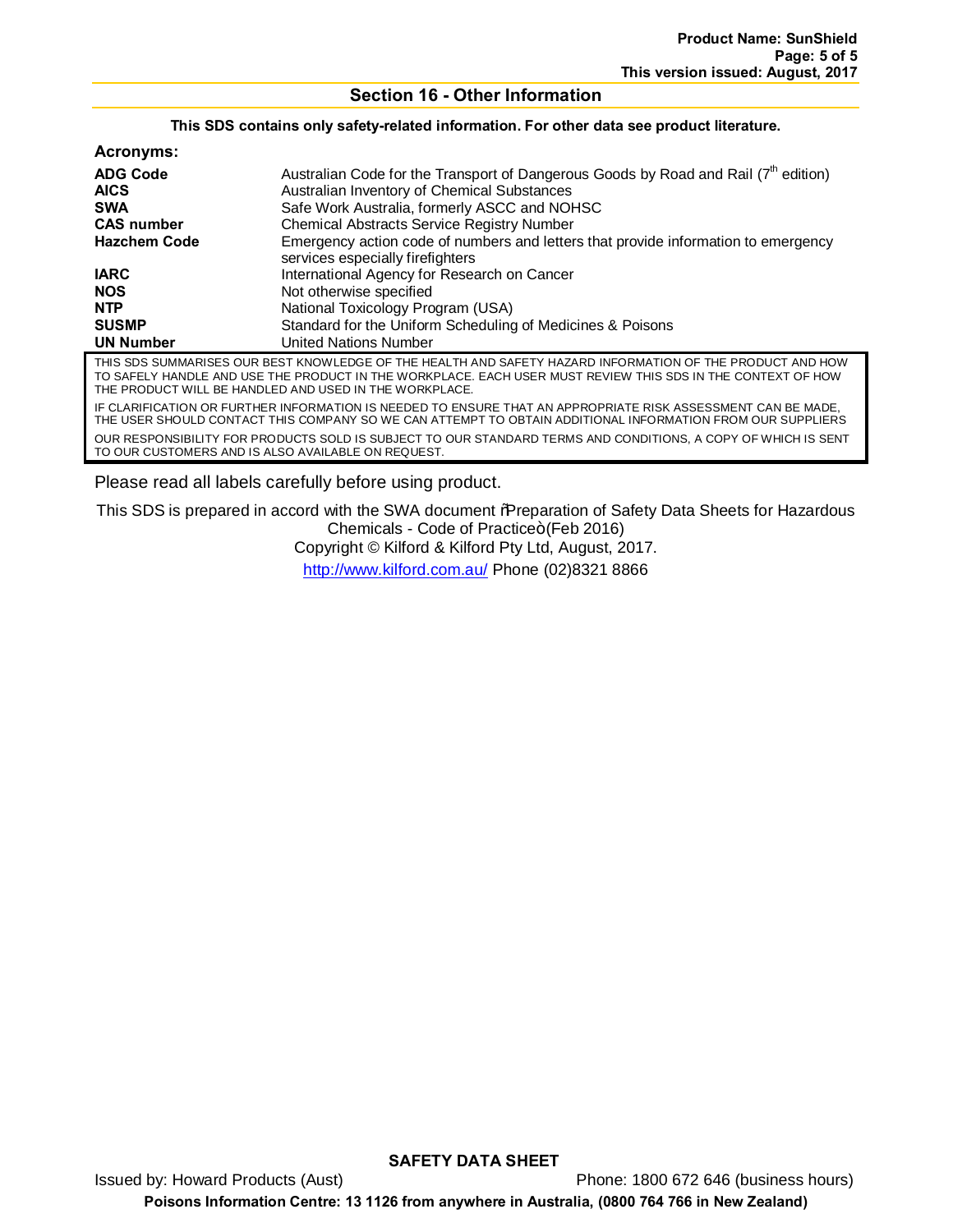## Section 16 - Other Information

**This SDS contains only safety-related information. For other data see product literature.**

**Acronyms:**

| | |
|---|---|
| **ADG Code** | Australian Code for the Transport of Dangerous Goods by Road and Rail (7th edition) |
| **AICS** | Australian Inventory of Chemical Substances |
| **SWA** | Safe Work Australia, formerly ASCC and NOHSC |
| **CAS number** | Chemical Abstracts Service Registry Number |
| **Hazchem Code** | Emergency action code of numbers and letters that provide information to emergency services especially firefighters |
| **IARC** | International Agency for Research on Cancer |
| **NOS** | Not otherwise specified |
| **NTP** | National Toxicology Program (USA) |
| **SUSMP** | Standard for the Uniform Scheduling of Medicines & Poisons |
| **UN Number** | United Nations Number |

THIS SDS SUMMARISES OUR BEST KNOWLEDGE OF THE HEALTH AND SAFETY HAZARD INFORMATION OF THE PRODUCT AND HOW TO SAFELY HANDLE AND USE THE PRODUCT IN THE WORKPLACE. EACH USER MUST REVIEW THIS SDS IN THE CONTEXT OF HOW THE PRODUCT WILL BE HANDLED AND USED IN THE WORKPLACE.

IF CLARIFICATION OR FURTHER INFORMATION IS NEEDED TO ENSURE THAT AN APPROPRIATE RISK ASSESSMENT CAN BE MADE, THE USER SHOULD CONTACT THIS COMPANY SO WE CAN ATTEMPT TO OBTAIN ADDITIONAL INFORMATION FROM OUR SUPPLIERS

OUR RESPONSIBILITY FOR PRODUCTS SOLD IS SUBJECT TO OUR STANDARD TERMS AND CONDITIONS, A COPY OF WHICH IS SENT TO OUR CUSTOMERS AND IS ALSO AVAILABLE ON REQUEST.

Please read all labels carefully before using product.

This SDS is prepared in accord with the SWA document "Preparation of Safety Data Sheets for Hazardous Chemicals - Code of Practice" (Feb 2016)

Copyright © Kilford & Kilford Pty Ltd, August, 2017.

http://www.kilford.com.au/ Phone (02)8321 8866

**SAFETY DATA SHEET**

Issued by: Howard Products (Aust) Phone: 1800 672 646 (business hours)

**Poisons Information Centre: 13 1126 from anywhere in Australia, (0800 764 766 in New Zealand)**